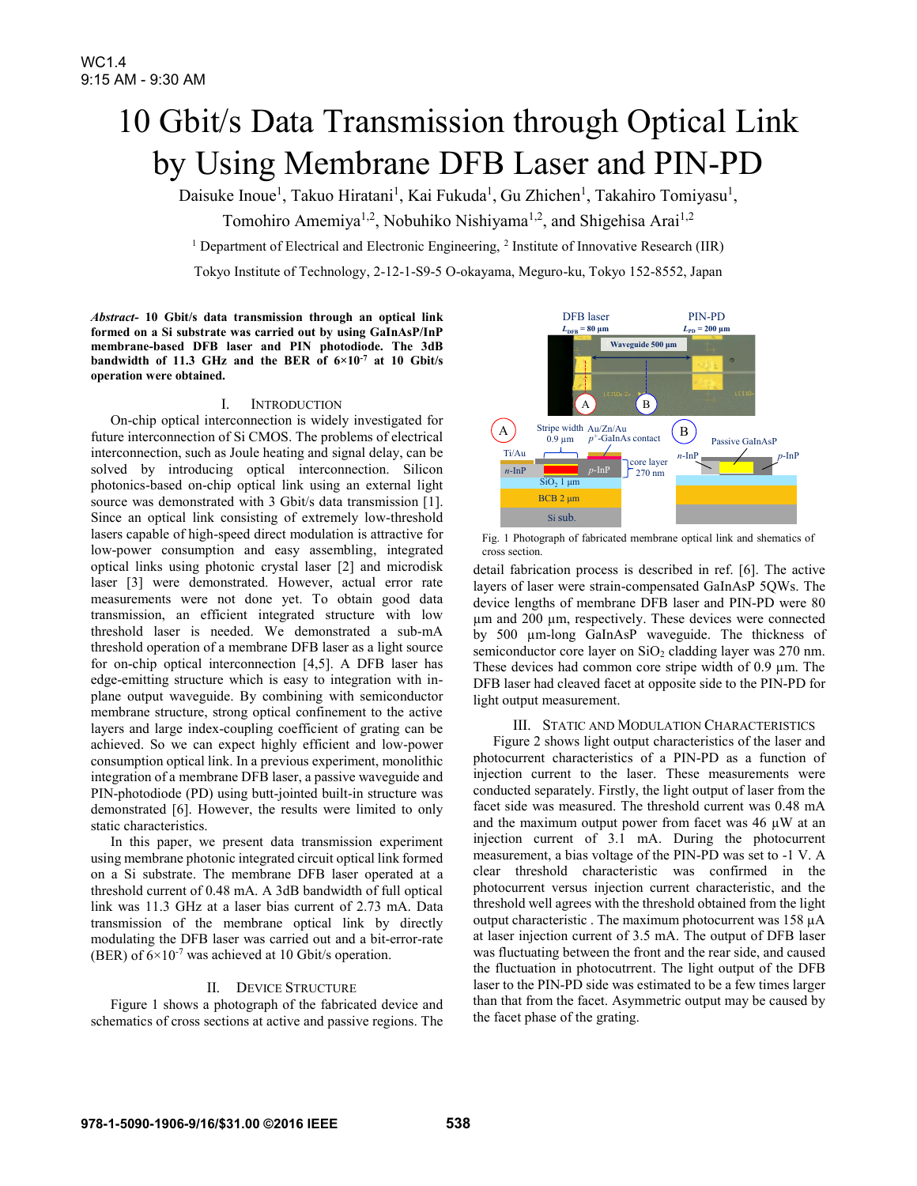# 10 Gbit/s Data Transmission through Optical Link by Using Membrane DFB Laser and PIN-PD

Daisuke Inoue[1], Takuo Hiratani[1], Kai Fukuda[1], Gu Zhichen[1], Takahiro Tomiyasu[1], Tomohiro Amemiya[1,2], Nobuhiko Nishiyama[1,2], and Shigehisa Arai[1,2]

[1] Department of Electrical and Electronic Engineering, [2] Institute of Innovative Research (IIR)

Tokyo Institute of Technology, 2-12-1-S9-5 O-okayama, Meguro-ku, Tokyo 152-8552, Japan

***Abstract*- 10 Gbit/s data transmission through an optical link formed on a Si substrate was carried out by using GaInAsP/InP membrane-based DFB laser and PIN photodiode. The 3dB bandwidth of 11.3 GHz and the BER of $6{\times}10^{-7}$ at 10 Gbit/s operation were obtained.**

## I. Introduction

On-chip optical interconnection is widely investigated for future interconnection of Si CMOS. The problems of electrical interconnection, such as Joule heating and signal delay, can be solved by introducing optical interconnection. Silicon photonics-based on-chip optical link using an external light source was demonstrated with 3 Gbit/s data transmission [1]. Since an optical link consisting of extremely low-threshold lasers capable of high-speed direct modulation is attractive for low-power consumption and easy assembling, integrated optical links using photonic crystal laser [2] and microdisk laser [3] were demonstrated. However, actual error rate measurements were not done yet. To obtain good data transmission, an efficient integrated structure with low threshold laser is needed. We demonstrated a sub-mA threshold operation of a membrane DFB laser as a light source for on-chip optical interconnection [4,5]. A DFB laser has edge-emitting structure which is easy to integration with in-plane output waveguide. By combining with semiconductor membrane structure, strong optical confinement to the active layers and large index-coupling coefficient of grating can be achieved. So we can expect highly efficient and low-power consumption optical link. In a previous experiment, monolithic integration of a membrane DFB laser, a passive waveguide and PIN-photodiode (PD) using butt-jointed built-in structure was demonstrated [6]. However, the results were limited to only static characteristics.

In this paper, we present data transmission experiment using membrane photonic integrated circuit optical link formed on a Si substrate. The membrane DFB laser operated at a threshold current of 0.48 mA. A 3dB bandwidth of full optical link was 11.3 GHz at a laser bias current of 2.73 mA. Data transmission of the membrane optical link by directly modulating the DFB laser was carried out and a bit-error-rate (BER) of $6{\times}10^{-7}$ was achieved at 10 Gbit/s operation.

## II. Device Structure

Figure 1 shows a photograph of the fabricated device and schematics of cross sections at active and passive regions. The detail fabrication process is described in ref. [6]. The active layers of laser were strain-compensated GaInAsP 5QWs. The device lengths of membrane DFB laser and PIN-PD were 80 µm and 200 µm, respectively. These devices were connected by 500 µm-long GaInAsP waveguide. The thickness of semiconductor core layer on $SiO_2$ cladding layer was 270 nm. These devices had common core stripe width of 0.9 µm. The DFB laser had cleaved facet at opposite side to the PIN-PD for light output measurement.

Fig. 1 Photograph of fabricated membrane optical link and shematics of cross section.

## III. Static and Modulation Characteristics

Figure 2 shows light output characteristics of the laser and photocurrent characteristics of a PIN-PD as a function of injection current to the laser. These measurements were conducted separately. Firstly, the light output of laser from the facet side was measured. The threshold current was 0.48 mA and the maximum output power from facet was 46 µW at an injection current of 3.1 mA. During the photocurrent measurement, a bias voltage of the PIN-PD was set to -1 V. A clear threshold characteristic was confirmed in the photocurrent versus injection current characteristic, and the threshold well agrees with the threshold obtained from the light output characteristic . The maximum photocurrent was 158 µA at laser injection current of 3.5 mA. The output of DFB laser was fluctuating between the front and the rear side, and caused the fluctuation in photocutrrent. The light output of the DFB laser to the PIN-PD side was estimated to be a few times larger than that from the facet. Asymmetric output may be caused by the facet phase of the grating.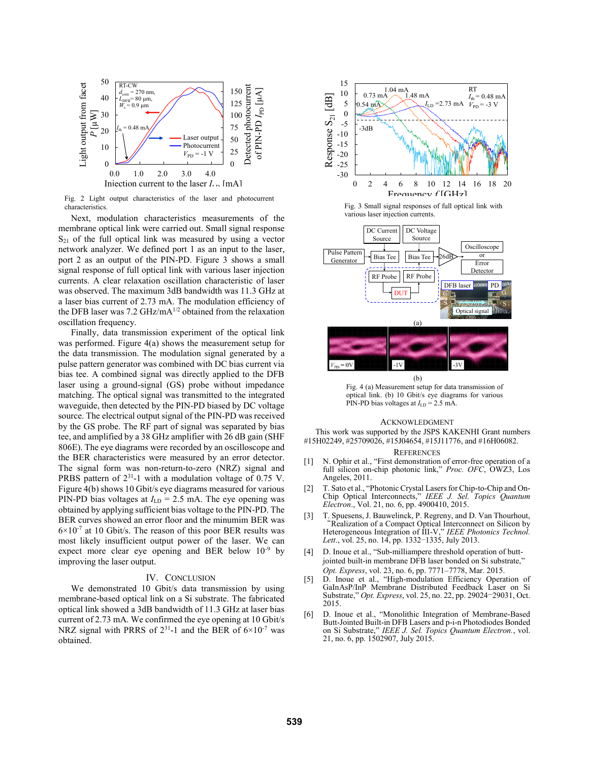RT-CW
$d_{core}$ = 270 nm,
$L_{DFB}$ = 80 μm,
$W_s$ = 0.9 μm
$I_{th}$ = 0.48 mA
Laser output
Photocurrent
$V_{PD}$ = -1 V
Light output from facet $P$ [μW]
Detected photocurrent of PIN-PD $I_{PD}$ [μA]
Injection current to the laser $I_{LD}$ [mA]

Fig. 2 Light output characteristics of the laser and photocurrent characteristics.

Next, modulation characteristics measurements of the membrane optical link were carried out. Small signal response $S_{21}$ of the full optical link was measured by using a vector network analyzer. We defined port 1 as an input to the laser, port 2 as an output of the PIN-PD. Figure 3 shows a small signal response of full optical link with various laser injection currents. A clear relaxation oscillation characteristic of laser was observed. The maximum 3dB bandwidth was 11.3 GHz at a laser bias current of 2.73 mA. The modulation efficiency of the DFB laser was 7.2 GHz/mA$^{1/2}$ obtained from the relaxation oscillation frequency.

Finally, data transmission experiment of the optical link was performed. Figure 4(a) shows the measurement setup for the data transmission. The modulation signal generated by a pulse pattern generator was combined with DC bias current via bias tee. A combined signal was directly applied to the DFB laser using a ground-signal (GS) probe without impedance matching. The optical signal was transmitted to the integrated waveguide, then detected by the PIN-PD biased by DC voltage source. The electrical output signal of the PIN-PD was received by the GS probe. The RF part of signal was separated by bias tee, and amplified by a 38 GHz amplifier with 26 dB gain (SHF 806E). The eye diagrams were recorded by an oscilloscope and the BER characteristics were measured by an error detector. The signal form was non-return-to-zero (NRZ) signal and PRBS pattern of $2^{31}$-1 with a modulation voltage of 0.75 V. Figure 4(b) shows 10 Gbit/s eye diagrams measured for various PIN-PD bias voltages at $I_{LD}$ = 2.5 mA. The eye opening was obtained by applying sufficient bias voltage to the PIN-PD. The BER curves showed an error floor and the minumim BER was $6{\times}10^{-7}$ at 10 Gbit/s. The reason of this poor BER results was most likely insufficient output power of the laser. We can expect more clear eye opening and BER below $10^{-9}$ by improving the laser output.

## IV. Conclusion

We demonstrated 10 Gbit/s data transmission by using membrane-based optical link on a Si substrate. The fabricated optical link showed a 3dB bandwidth of 11.3 GHz at laser bias current of 2.73 mA. We confirmed the eye opening at 10 Gbit/s NRZ signal with PRRS of $2^{31}$-1 and the BER of $6{\times}10^{-7}$ was obtained.

RT
$I_{th}$ = 0.48 mA
$V_{PD}$ = -3 V
0.54 mA
0.73 mA
1.04 mA
1.48 mA
$I_{LD}$ =2.73 mA
-3dB
Response $S_{21}$ [dB]
Frequency $f$ [GHz]

Fig. 3 Small signal responses of full optical link with various laser injection currents.

DC Current Source
DC Voltage Source
Pulse Pattern Generator
Bias Tee
Bias Tee
26dB
Oscilloscope or Error Detector
RF Probe
RF Probe
DUT
DFB laser
PD
Optical signal

(a)

$V_{PD}$ = 0V
-1V
-3V

(b)

Fig. 4 (a) Measurement setup for data transmission of optical link. (b) 10 Gbit/s eye diagrams for various PIN-PD bias voltages at $I_{LD}$ = 2.5 mA.

## Acknowledgment

This work was supported by the JSPS KAKENHI Grant numbers #15H02249, #25709026, #15J04654, #15J11776, and #16H06082.

## References

[1] N. Ophir et al., "First demonstration of error-free operation of a full silicon on-chip photonic link," *Proc. OFC*, OWZ3, Los Angeles, 2011.

[2] T. Sato et al., "Photonic Crystal Lasers for Chip-to-Chip and On-Chip Optical Interconnects," *IEEE J. Sel. Topics Quantum Electron*., Vol. 21, no. 6, pp. 4900410, 2015.

[3] T. Spuesens, J. Bauwelinck, P. Regreny, and D. Van Thourhout, "Realization of a Compact Optical Interconnect on Silicon by Heterogeneous Integration of III-V," *IEEE Photonics Technol. Lett*., vol. 25, no. 14, pp. 1332–1335, July 2013.

[4] D. Inoue et al., "Sub-milliampere threshold operation of butt-jointed built-in membrane DFB laser bonded on Si substrate," *Opt. Express*, vol. 23, no. 6, pp. 7771–7778, Mar. 2015.

[5] D. Inoue et al., "High-modulation Efficiency Operation of GaInAsP/InP Membrane Distributed Feedback Laser on Si Substrate," *Opt. Express*, vol. 25, no. 22, pp. 29024−29031, Oct. 2015.

[6] D. Inoue et al., "Monolithic Integration of Membrane-Based Butt-Jointed Built-in DFB Lasers and p-i-n Photodiodes Bonded on Si Substrate," *IEEE J. Sel. Topics Quantum Electron.*, vol. 21, no. 6, pp. 1502907, July 2015.